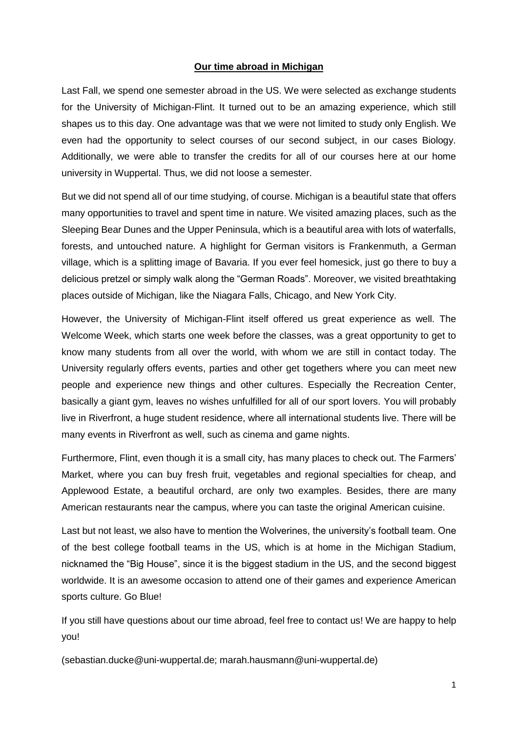**Our time abroad in Michigan**

Last Fall, we spend one semester abroad in the US. We were selected as exchange students for the University of Michigan-Flint. It turned out to be an amazing experience, which still shapes us to this day. One advantage was that we were not limited to study only English. We even had the opportunity to select courses of our second subject, in our cases Biology. Additionally, we were able to transfer the credits for all of our courses here at our home university in Wuppertal. Thus, we did not loose a semester.

But we did not spend all of our time studying, of course. Michigan is a beautiful state that offers many opportunities to travel and spent time in nature. We visited amazing places, such as the Sleeping Bear Dunes and the Upper Peninsula, which is a beautiful area with lots of waterfalls, forests, and untouched nature. A highlight for German visitors is Frankenmuth, a German village, which is a splitting image of Bavaria. If you ever feel homesick, just go there to buy a delicious pretzel or simply walk along the "German Roads". Moreover, we visited breathtaking places outside of Michigan, like the Niagara Falls, Chicago, and New York City.

However, the University of Michigan-Flint itself offered us great experience as well. The Welcome Week, which starts one week before the classes, was a great opportunity to get to know many students from all over the world, with whom we are still in contact today. The University regularly offers events, parties and other get togethers where you can meet new people and experience new things and other cultures. Especially the Recreation Center, basically a giant gym, leaves no wishes unfulfilled for all of our sport lovers. You will probably live in Riverfront, a huge student residence, where all international students live. There will be many events in Riverfront as well, such as cinema and game nights.

Furthermore, Flint, even though it is a small city, has many places to check out. The Farmers' Market, where you can buy fresh fruit, vegetables and regional specialties for cheap, and Applewood Estate, a beautiful orchard, are only two examples. Besides, there are many American restaurants near the campus, where you can taste the original American cuisine.

Last but not least, we also have to mention the Wolverines, the university's football team. One of the best college football teams in the US, which is at home in the Michigan Stadium, nicknamed the "Big House", since it is the biggest stadium in the US, and the second biggest worldwide. It is an awesome occasion to attend one of their games and experience American sports culture. Go Blue!

If you still have questions about our time abroad, feel free to contact us! We are happy to help you!

(sebastian.ducke@uni-wuppertal.de; marah.hausmann@uni-wuppertal.de)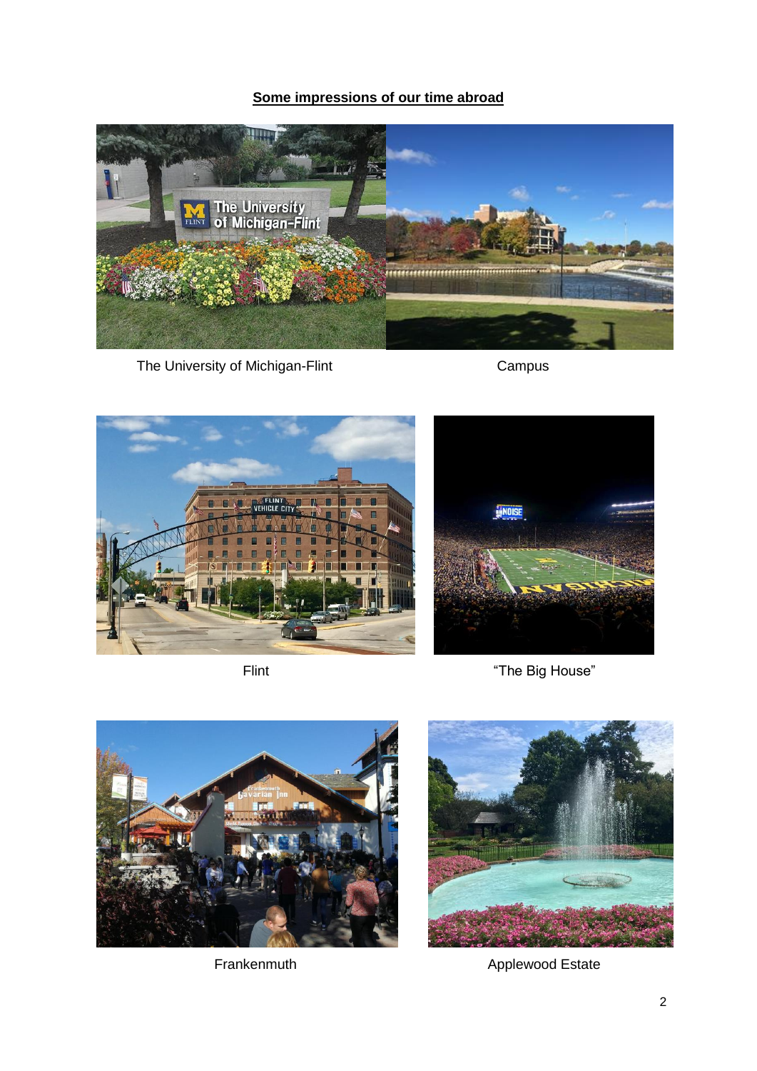**Some impressions of our time abroad**

The University of Michigan-Flint

Campus

Flint

"The Big House"

Frankenmuth

Applewood Estate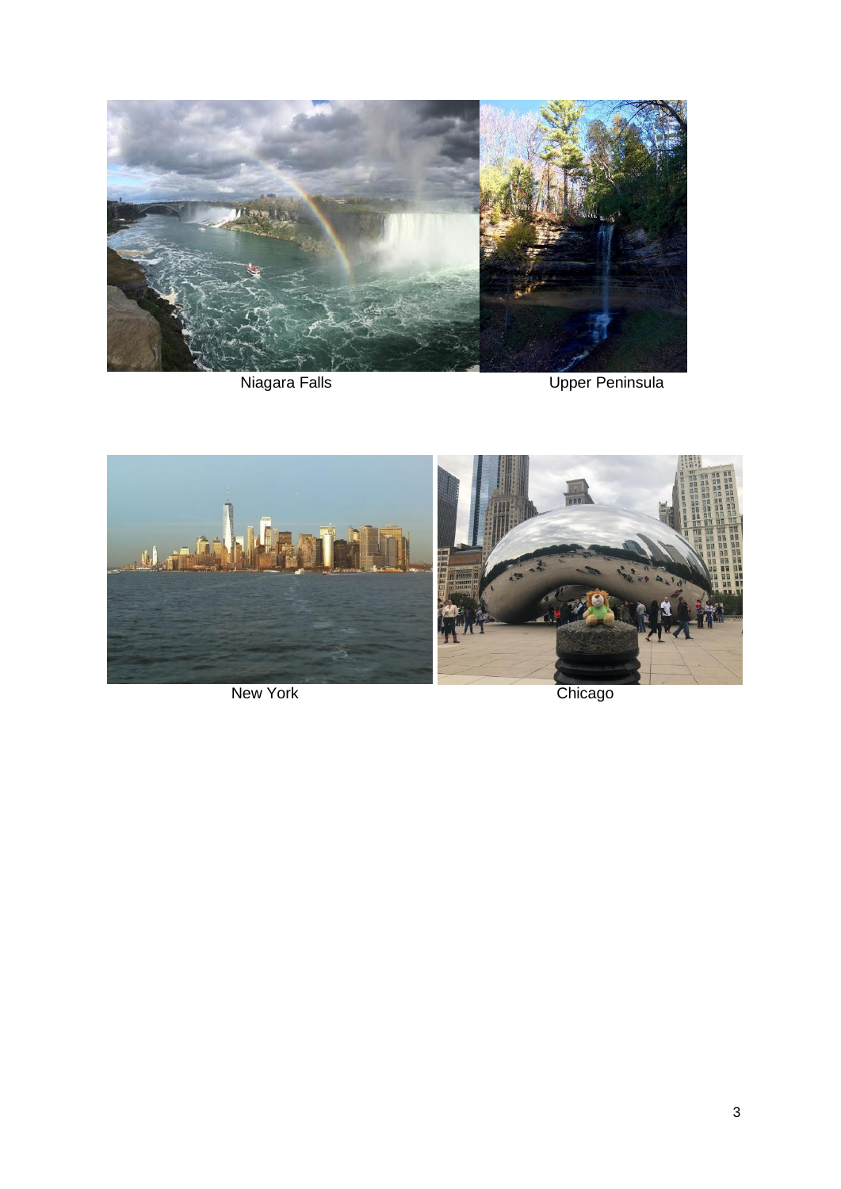Niagara Falls

Upper Peninsula

New York

Chicago